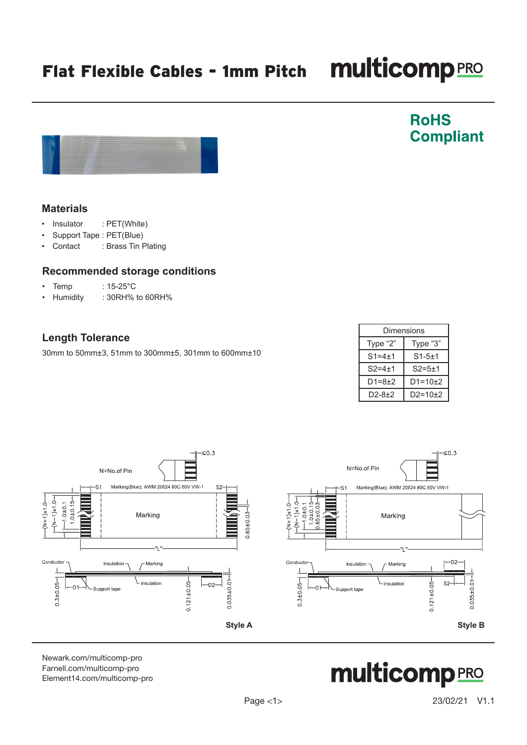# Flat Flexible Cables - 1mm Pitch

**RoHS Compliant**

## Materials

- Insulator : PET(White)
- Support Tape : PET(Blue)
- Contact : Brass Tin Plating

## Recommended storage conditions

- Temp : 15-25°C
- Humidity : 30RH% to 60RH%

## Length Tolerance

30mm to 50mm±3, 51mm to 300mm±5, 301mm to 600mm±10

| Dimensions | |
|---|---|
| Type "2" | Type "3" |
| S1=4±1 | S1-5±1 |
| S2=4±1 | S2=5±1 |
| D1=8±2 | D1=10±2 |
| D2-8±2 | D2=10±2 |

N=No.of Pin

Marking(Blue): AWM 20624 80C 60V VW-1

Marking

≤0.3

(N+1)x1.0, (N−1)x1.0, 1.0±0.1, 1.0±0.15, 0.65±0.03

"L"

Conductor, Insulation, Marking, Support tape, Insulation

0.3±0.05, D1, D2, S1, S2, 0.121±0.05, 0.035±0.01

**Style A**

**Style B**

Newark.com/multicomp-pro
Farnell.com/multicomp-pro
Element14.com/multicomp-pro

23/02/21 V1.1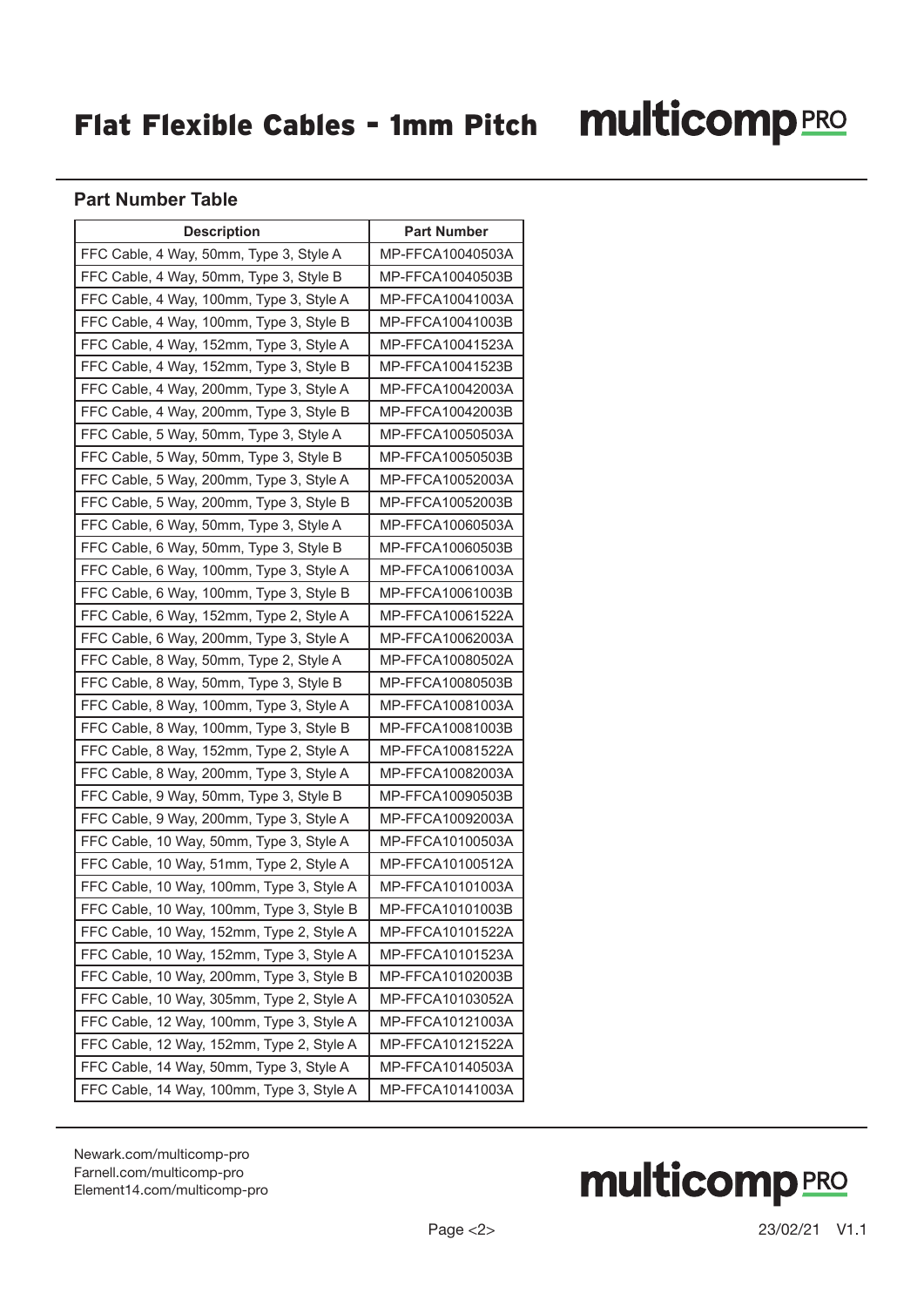## Part Number Table

| Description | Part Number |
|---|---|
| FFC Cable, 4 Way, 50mm, Type 3, Style A | MP-FFCA10040503A |
| FFC Cable, 4 Way, 50mm, Type 3, Style B | MP-FFCA10040503B |
| FFC Cable, 4 Way, 100mm, Type 3, Style A | MP-FFCA10041003A |
| FFC Cable, 4 Way, 100mm, Type 3, Style B | MP-FFCA10041003B |
| FFC Cable, 4 Way, 152mm, Type 3, Style A | MP-FFCA10041523A |
| FFC Cable, 4 Way, 152mm, Type 3, Style B | MP-FFCA10041523B |
| FFC Cable, 4 Way, 200mm, Type 3, Style A | MP-FFCA10042003A |
| FFC Cable, 4 Way, 200mm, Type 3, Style B | MP-FFCA10042003B |
| FFC Cable, 5 Way, 50mm, Type 3, Style A | MP-FFCA10050503A |
| FFC Cable, 5 Way, 50mm, Type 3, Style B | MP-FFCA10050503B |
| FFC Cable, 5 Way, 200mm, Type 3, Style A | MP-FFCA10052003A |
| FFC Cable, 5 Way, 200mm, Type 3, Style B | MP-FFCA10052003B |
| FFC Cable, 6 Way, 50mm, Type 3, Style A | MP-FFCA10060503A |
| FFC Cable, 6 Way, 50mm, Type 3, Style B | MP-FFCA10060503B |
| FFC Cable, 6 Way, 100mm, Type 3, Style A | MP-FFCA10061003A |
| FFC Cable, 6 Way, 100mm, Type 3, Style B | MP-FFCA10061003B |
| FFC Cable, 6 Way, 152mm, Type 2, Style A | MP-FFCA10061522A |
| FFC Cable, 6 Way, 200mm, Type 3, Style A | MP-FFCA10062003A |
| FFC Cable, 8 Way, 50mm, Type 2, Style A | MP-FFCA10080502A |
| FFC Cable, 8 Way, 50mm, Type 3, Style B | MP-FFCA10080503B |
| FFC Cable, 8 Way, 100mm, Type 3, Style A | MP-FFCA10081003A |
| FFC Cable, 8 Way, 100mm, Type 3, Style B | MP-FFCA10081003B |
| FFC Cable, 8 Way, 152mm, Type 2, Style A | MP-FFCA10081522A |
| FFC Cable, 8 Way, 200mm, Type 3, Style A | MP-FFCA10082003A |
| FFC Cable, 9 Way, 50mm, Type 3, Style B | MP-FFCA10090503B |
| FFC Cable, 9 Way, 200mm, Type 3, Style A | MP-FFCA10092003A |
| FFC Cable, 10 Way, 50mm, Type 3, Style A | MP-FFCA10100503A |
| FFC Cable, 10 Way, 51mm, Type 2, Style A | MP-FFCA10100512A |
| FFC Cable, 10 Way, 100mm, Type 3, Style A | MP-FFCA10101003A |
| FFC Cable, 10 Way, 100mm, Type 3, Style B | MP-FFCA10101003B |
| FFC Cable, 10 Way, 152mm, Type 2, Style A | MP-FFCA10101522A |
| FFC Cable, 10 Way, 152mm, Type 3, Style A | MP-FFCA10101523A |
| FFC Cable, 10 Way, 200mm, Type 3, Style B | MP-FFCA10102003B |
| FFC Cable, 10 Way, 305mm, Type 2, Style A | MP-FFCA10103052A |
| FFC Cable, 12 Way, 100mm, Type 3, Style A | MP-FFCA10121003A |
| FFC Cable, 12 Way, 152mm, Type 2, Style A | MP-FFCA10121522A |
| FFC Cable, 14 Way, 50mm, Type 3, Style A | MP-FFCA10140503A |
| FFC Cable, 14 Way, 100mm, Type 3, Style A | MP-FFCA10141003A |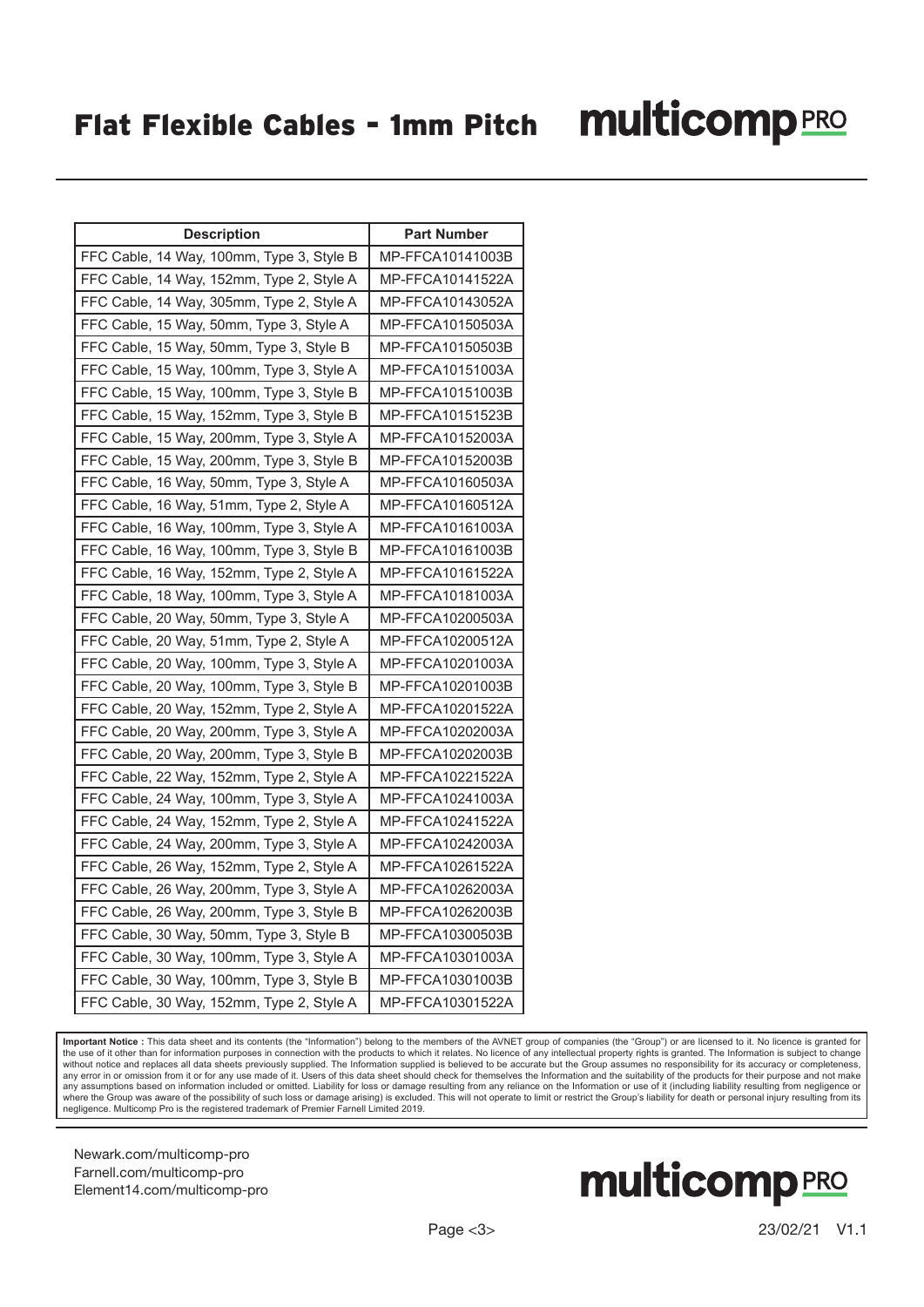# Flat Flexible Cables - 1mm Pitch

| Description | Part Number |
|---|---|
| FFC Cable, 14 Way, 100mm, Type 3, Style B | MP-FFCA10141003B |
| FFC Cable, 14 Way, 152mm, Type 2, Style A | MP-FFCA10141522A |
| FFC Cable, 14 Way, 305mm, Type 2, Style A | MP-FFCA10143052A |
| FFC Cable, 15 Way, 50mm, Type 3, Style A | MP-FFCA10150503A |
| FFC Cable, 15 Way, 50mm, Type 3, Style B | MP-FFCA10150503B |
| FFC Cable, 15 Way, 100mm, Type 3, Style A | MP-FFCA10151003A |
| FFC Cable, 15 Way, 100mm, Type 3, Style B | MP-FFCA10151003B |
| FFC Cable, 15 Way, 152mm, Type 3, Style B | MP-FFCA10151523B |
| FFC Cable, 15 Way, 200mm, Type 3, Style A | MP-FFCA10152003A |
| FFC Cable, 15 Way, 200mm, Type 3, Style B | MP-FFCA10152003B |
| FFC Cable, 16 Way, 50mm, Type 3, Style A | MP-FFCA10160503A |
| FFC Cable, 16 Way, 51mm, Type 2, Style A | MP-FFCA10160512A |
| FFC Cable, 16 Way, 100mm, Type 3, Style A | MP-FFCA10161003A |
| FFC Cable, 16 Way, 100mm, Type 3, Style B | MP-FFCA10161003B |
| FFC Cable, 16 Way, 152mm, Type 2, Style A | MP-FFCA10161522A |
| FFC Cable, 18 Way, 100mm, Type 3, Style A | MP-FFCA10181003A |
| FFC Cable, 20 Way, 50mm, Type 3, Style A | MP-FFCA10200503A |
| FFC Cable, 20 Way, 51mm, Type 2, Style A | MP-FFCA10200512A |
| FFC Cable, 20 Way, 100mm, Type 3, Style A | MP-FFCA10201003A |
| FFC Cable, 20 Way, 100mm, Type 3, Style B | MP-FFCA10201003B |
| FFC Cable, 20 Way, 152mm, Type 2, Style A | MP-FFCA10201522A |
| FFC Cable, 20 Way, 200mm, Type 3, Style A | MP-FFCA10202003A |
| FFC Cable, 20 Way, 200mm, Type 3, Style B | MP-FFCA10202003B |
| FFC Cable, 22 Way, 152mm, Type 2, Style A | MP-FFCA10221522A |
| FFC Cable, 24 Way, 100mm, Type 3, Style A | MP-FFCA10241003A |
| FFC Cable, 24 Way, 152mm, Type 2, Style A | MP-FFCA10241522A |
| FFC Cable, 24 Way, 200mm, Type 3, Style A | MP-FFCA10242003A |
| FFC Cable, 26 Way, 152mm, Type 2, Style A | MP-FFCA10261522A |
| FFC Cable, 26 Way, 200mm, Type 3, Style A | MP-FFCA10262003A |
| FFC Cable, 26 Way, 200mm, Type 3, Style B | MP-FFCA10262003B |
| FFC Cable, 30 Way, 50mm, Type 3, Style B | MP-FFCA10300503B |
| FFC Cable, 30 Way, 100mm, Type 3, Style A | MP-FFCA10301003A |
| FFC Cable, 30 Way, 100mm, Type 3, Style B | MP-FFCA10301003B |
| FFC Cable, 30 Way, 152mm, Type 2, Style A | MP-FFCA10301522A |

**Important Notice :** This data sheet and its contents (the "Information") belong to the members of the AVNET group of companies (the "Group") or are licensed to it. No licence is granted for the use of it other than for information purposes in connection with the products to which it relates. No licence of any intellectual property rights is granted. The Information is subject to change without notice and replaces all data sheets previously supplied. The Information supplied is believed to be accurate but the Group assumes no responsibility for its accuracy or completeness, any error in or omission from it or for any use made of it. Users of this data sheet should check for themselves the Information and the suitability of the products for their purpose and not make any assumptions based on information included or omitted. Liability for loss or damage resulting from any reliance on the Information or use of it (including liability resulting from negligence or where the Group was aware of the possibility of such loss or damage arising) is excluded. This will not operate to limit or restrict the Group's liability for death or personal injury resulting from its negligence. Multicomp Pro is the registered trademark of Premier Farnell Limited 2019.

Newark.com/multicomp-pro
Farnell.com/multicomp-pro
Element14.com/multicomp-pro

23/02/21 V1.1